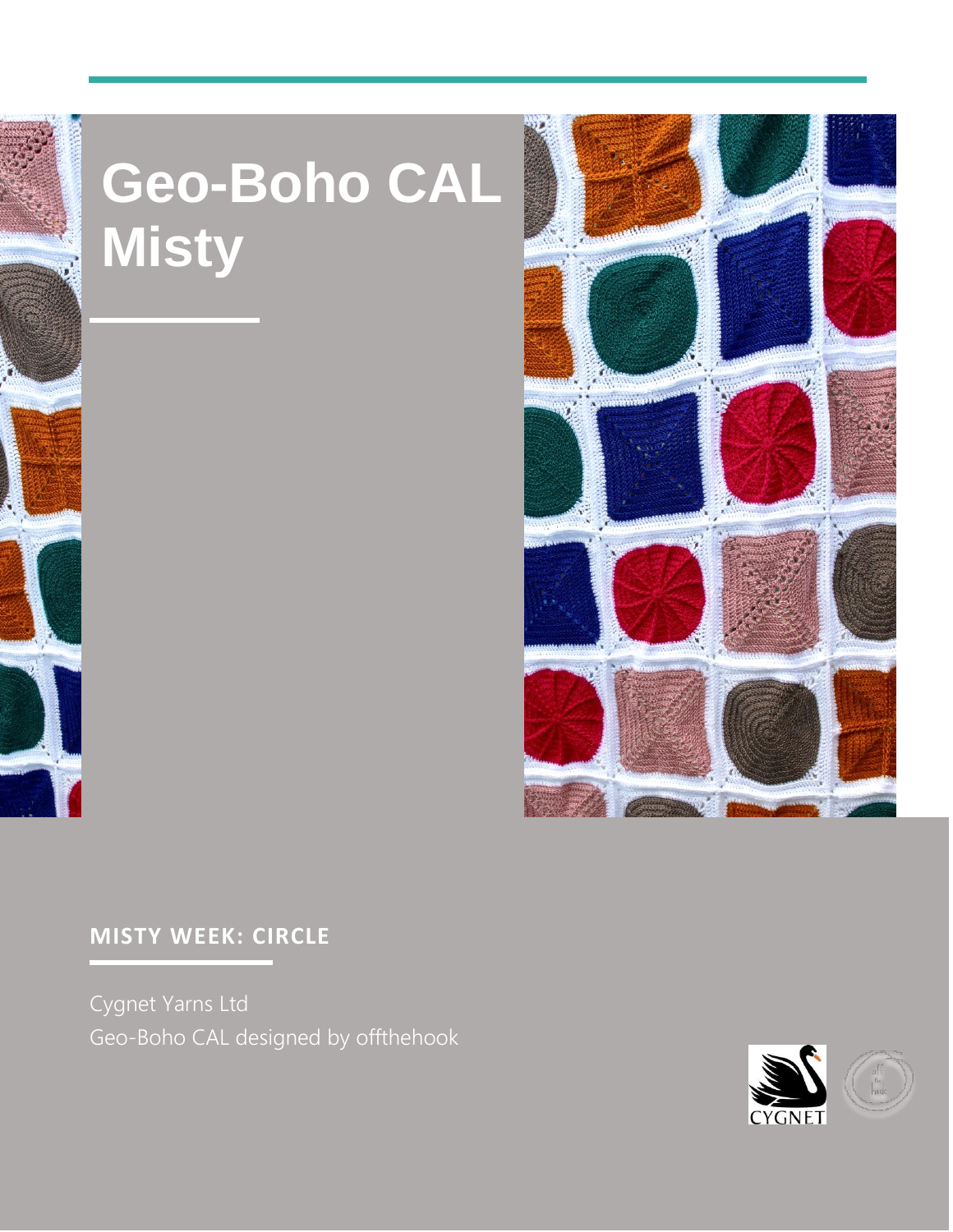# Geo-Boho CAL Misty

## MISTY WEEK: CIRCLE

Cygnet Yarns Ltd
Geo-Boho CAL designed by offthehook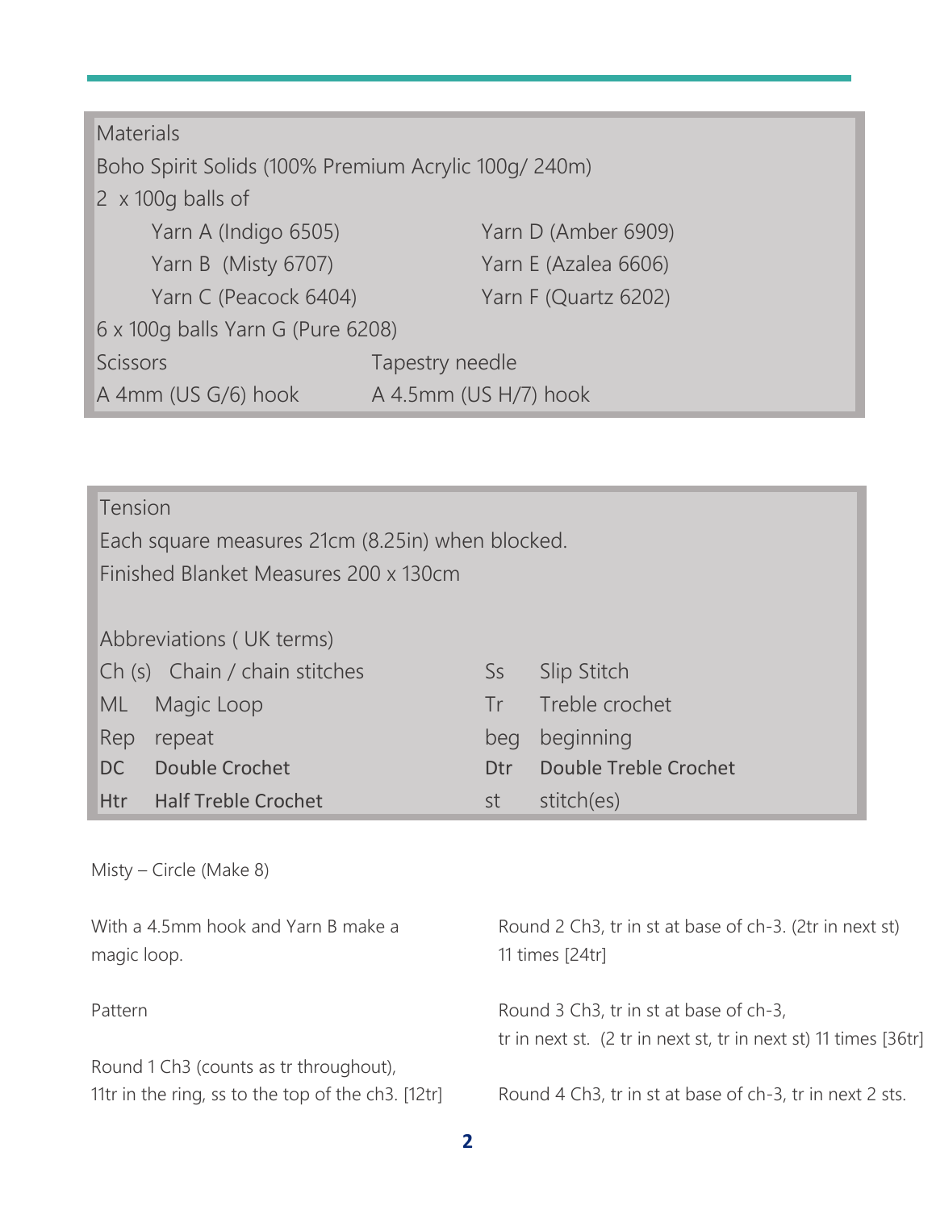## Materials

Boho Spirit Solids (100% Premium Acrylic 100g/ 240m)

2 x 100g balls of

| | |
|---|---|
| Yarn A (Indigo 6505) | Yarn D (Amber 6909) |
| Yarn B (Misty 6707) | Yarn E (Azalea 6606) |
| Yarn C (Peacock 6404) | Yarn F (Quartz 6202) |

6 x 100g balls Yarn G (Pure 6208)

| | |
|---|---|
| Scissors | Tapestry needle |
| A 4mm (US G/6) hook | A 4.5mm (US H/7) hook |

## Tension

Each square measures 21cm (8.25in) when blocked.

Finished Blanket Measures 200 x 130cm

## Abbreviations ( UK terms)

| | | | |
|---|---|---|---|
| Ch (s) | Chain / chain stitches | Ss | Slip Stitch |
| ML | Magic Loop | Tr | Treble crochet |
| Rep | repeat | beg | beginning |
| **DC** | **Double Crochet** | **Dtr** | **Double Treble Crochet** |
| **Htr** | **Half Treble Crochet** | st | stitch(es) |

Misty – Circle (Make 8)

With a 4.5mm hook and Yarn B make a magic loop.

Pattern

Round 1 Ch3 (counts as tr throughout), 11tr in the ring, ss to the top of the ch3. [12tr]

Round 2 Ch3, tr in st at base of ch-3. (2tr in next st) 11 times [24tr]

Round 3 Ch3, tr in st at base of ch-3, tr in next st. (2 tr in next st, tr in next st) 11 times [36tr]

Round 4 Ch3, tr in st at base of ch-3, tr in next 2 sts.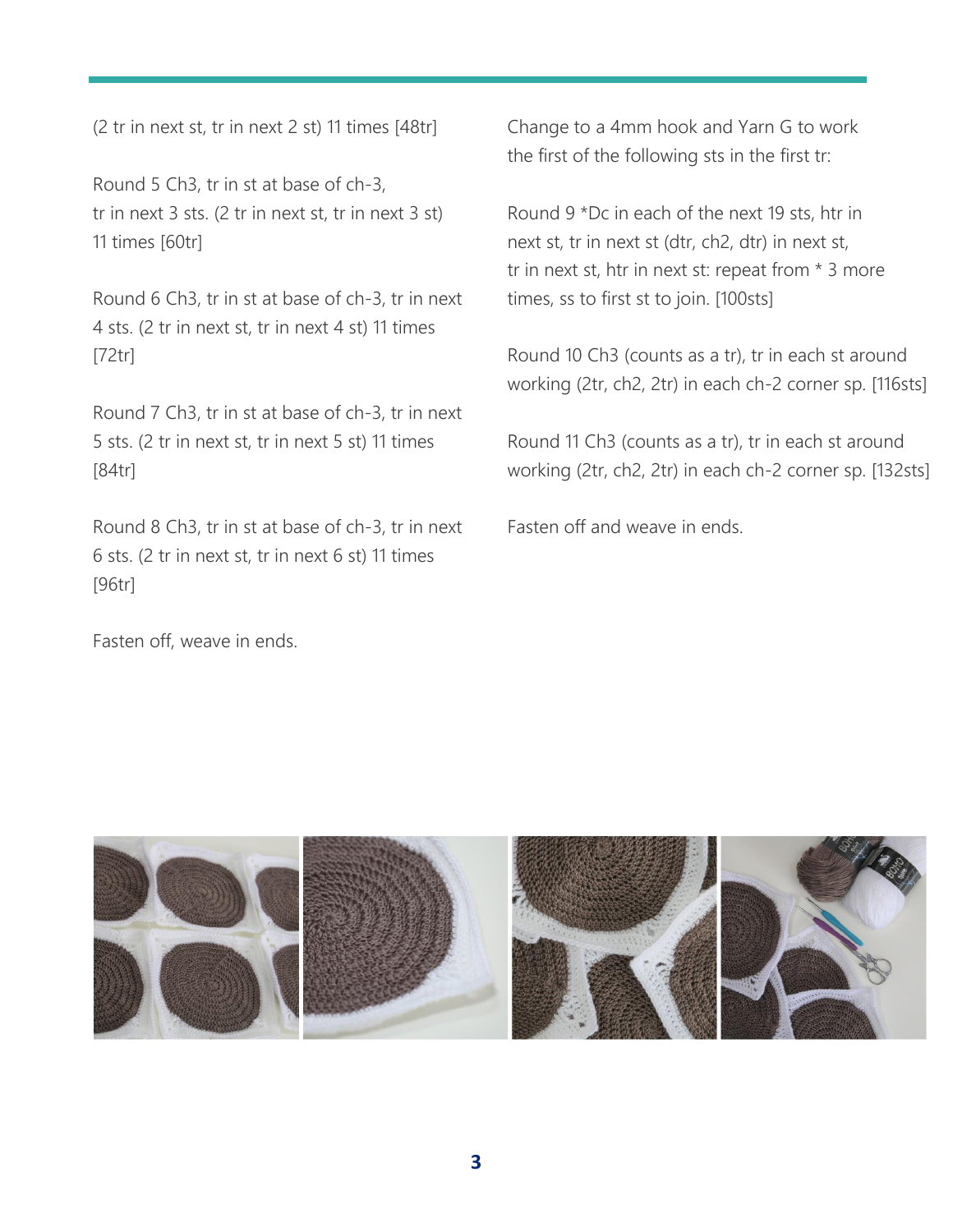(2 tr in next st, tr in next 2 st) 11 times [48tr]

Round 5 Ch3, tr in st at base of ch-3, tr in next 3 sts. (2 tr in next st, tr in next 3 st) 11 times [60tr]

Round 6 Ch3, tr in st at base of ch-3, tr in next 4 sts. (2 tr in next st, tr in next 4 st) 11 times [72tr]

Round 7 Ch3, tr in st at base of ch-3, tr in next 5 sts. (2 tr in next st, tr in next 5 st) 11 times [84tr]

Round 8 Ch3, tr in st at base of ch-3, tr in next 6 sts. (2 tr in next st, tr in next 6 st) 11 times [96tr]

Fasten off, weave in ends.

Change to a 4mm hook and Yarn G to work the first of the following sts in the first tr:

Round 9 *Dc in each of the next 19 sts, htr in next st, tr in next st (dtr, ch2, dtr) in next st, tr in next st, htr in next st: repeat from * 3 more times, ss to first st to join. [100sts]

Round 10 Ch3 (counts as a tr), tr in each st around working (2tr, ch2, 2tr) in each ch-2 corner sp. [116sts]

Round 11 Ch3 (counts as a tr), tr in each st around working (2tr, ch2, 2tr) in each ch-2 corner sp. [132sts]

Fasten off and weave in ends.